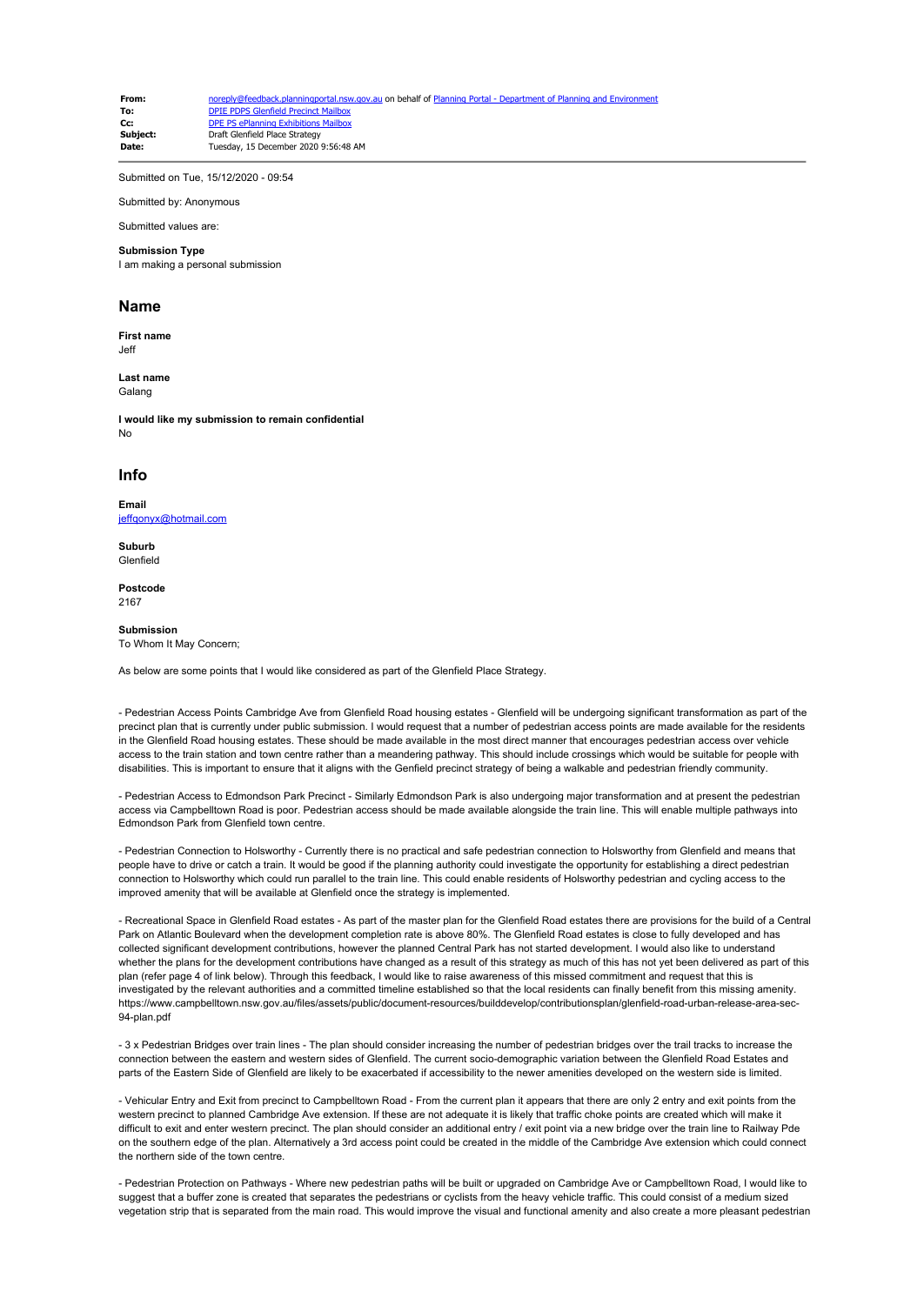| | |
|---|---|
| **From:** | noreply@feedback.planningportal.nsw.gov.au on behalf of Planning Portal - Department of Planning and Environment |
| **To:** | DPIE PDPS Glenfield Precinct Mailbox |
| **Cc:** | DPE PS ePlanning Exhibitions Mailbox |
| **Subject:** | Draft Glenfield Place Strategy |
| **Date:** | Tuesday, 15 December 2020 9:56:48 AM |

Submitted on Tue, 15/12/2020 - 09:54

Submitted by: Anonymous

Submitted values are:

**Submission Type**
I am making a personal submission

## Name

**First name**
Jeff

**Last name**
Galang

**I would like my submission to remain confidential**
No

## Info

**Email**
jeffgonyx@hotmail.com

**Suburb**
Glenfield

**Postcode**
2167

**Submission**
To Whom It May Concern;

As below are some points that I would like considered as part of the Glenfield Place Strategy.

- Pedestrian Access Points Cambridge Ave from Glenfield Road housing estates - Glenfield will be undergoing significant transformation as part of the precinct plan that is currently under public submission. I would request that a number of pedestrian access points are made available for the residents in the Glenfield Road housing estates. These should be made available in the most direct manner that encourages pedestrian access over vehicle access to the train station and town centre rather than a meandering pathway. This should include crossings which would be suitable for people with disabilities. This is important to ensure that it aligns with the Genfield precinct strategy of being a walkable and pedestrian friendly community.

- Pedestrian Access to Edmondson Park Precinct - Similarly Edmondson Park is also undergoing major transformation and at present the pedestrian access via Campbelltown Road is poor. Pedestrian access should be made available alongside the train line. This will enable multiple pathways into Edmondson Park from Glenfield town centre.

- Pedestrian Connection to Holsworthy - Currently there is no practical and safe pedestrian connection to Holsworthy from Glenfield and means that people have to drive or catch a train. It would be good if the planning authority could investigate the opportunity for establishing a direct pedestrian connection to Holsworthy which could run parallel to the train line. This could enable residents of Holsworthy pedestrian and cycling access to the improved amenity that will be available at Glenfield once the strategy is implemented.

- Recreational Space in Glenfield Road estates - As part of the master plan for the Glenfield Road estates there are provisions for the build of a Central Park on Atlantic Boulevard when the development completion rate is above 80%. The Glenfield Road estates is close to fully developed and has collected significant development contributions, however the planned Central Park has not started development. I would also like to understand whether the plans for the development contributions have changed as a result of this strategy as much of this has not yet been delivered as part of this plan (refer page 4 of link below). Through this feedback, I would like to raise awareness of this missed commitment and request that this is investigated by the relevant authorities and a committed timeline established so that the local residents can finally benefit from this missing amenity.
https://www.campbelltown.nsw.gov.au/files/assets/public/document-resources/builddevelop/contributionsplan/glenfield-road-urban-release-area-sec-94-plan.pdf

- 3 x Pedestrian Bridges over train lines - The plan should consider increasing the number of pedestrian bridges over the trail tracks to increase the connection between the eastern and western sides of Glenfield. The current socio-demographic variation between the Glenfield Road Estates and parts of the Eastern Side of Glenfield are likely to be exacerbated if accessibility to the newer amenities developed on the western side is limited.

- Vehicular Entry and Exit from precinct to Campbelltown Road - From the current plan it appears that there are only 2 entry and exit points from the western precinct to planned Cambridge Ave extension. If these are not adequate it is likely that traffic choke points are created which will make it difficult to exit and enter western precinct. The plan should consider an additional entry / exit point via a new bridge over the train line to Railway Pde on the southern edge of the plan. Alternatively a 3rd access point could be created in the middle of the Cambridge Ave extension which could connect the northern side of the town centre.

- Pedestrian Protection on Pathways - Where new pedestrian paths will be built or upgraded on Cambridge Ave or Campbelltown Road, I would like to suggest that a buffer zone is created that separates the pedestrians or cyclists from the heavy vehicle traffic. This could consist of a medium sized vegetation strip that is separated from the main road. This would improve the visual and functional amenity and also create a more pleasant pedestrian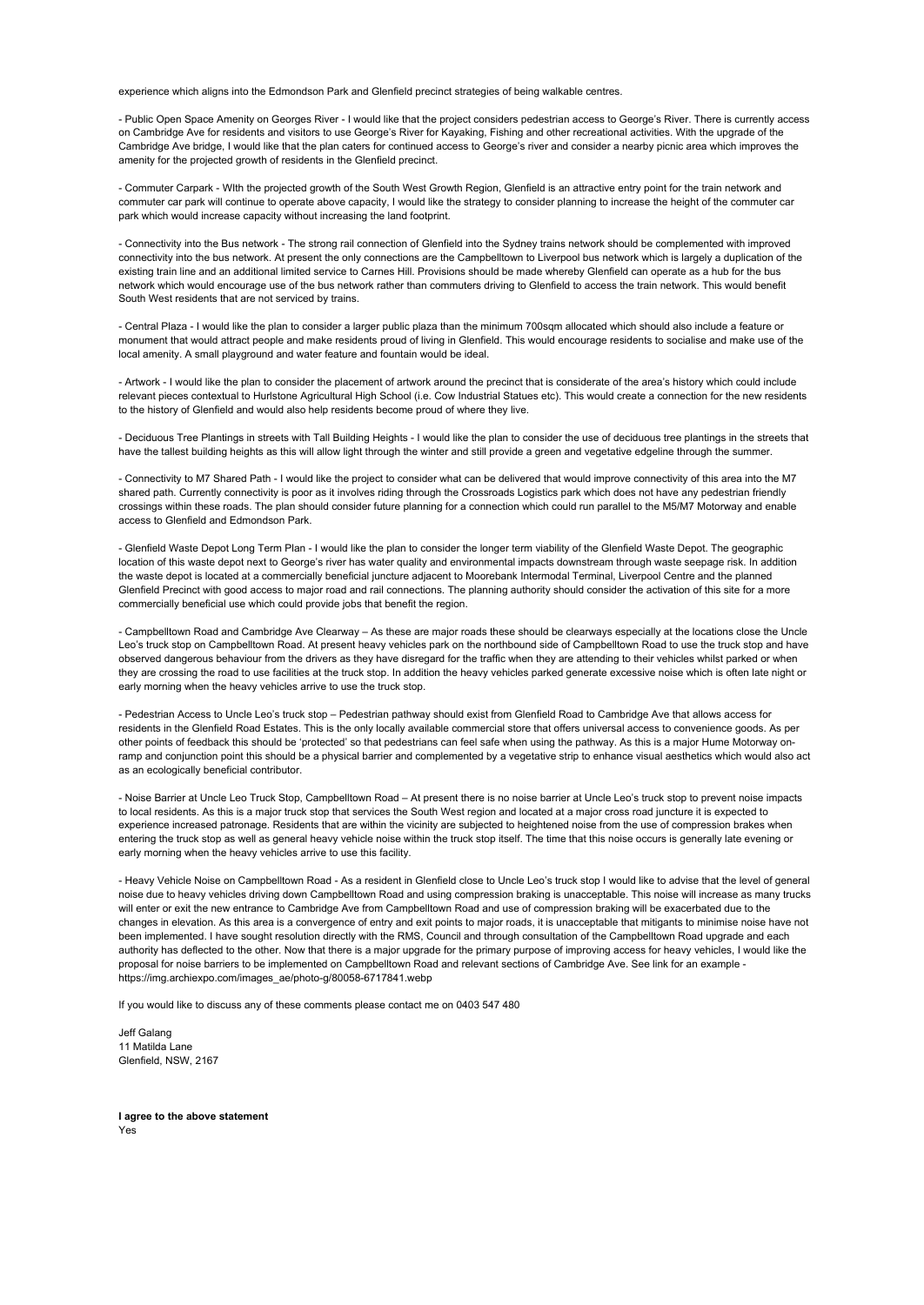experience which aligns into the Edmondson Park and Glenfield precinct strategies of being walkable centres.

- Public Open Space Amenity on Georges River - I would like that the project considers pedestrian access to George's River. There is currently access on Cambridge Ave for residents and visitors to use George's River for Kayaking, Fishing and other recreational activities. With the upgrade of the Cambridge Ave bridge, I would like that the plan caters for continued access to George's river and consider a nearby picnic area which improves the amenity for the projected growth of residents in the Glenfield precinct.

- Commuter Carpark - WIth the projected growth of the South West Growth Region, Glenfield is an attractive entry point for the train network and commuter car park will continue to operate above capacity, I would like the strategy to consider planning to increase the height of the commuter car park which would increase capacity without increasing the land footprint.

- Connectivity into the Bus network - The strong rail connection of Glenfield into the Sydney trains network should be complemented with improved connectivity into the bus network. At present the only connections are the Campbelltown to Liverpool bus network which is largely a duplication of the existing train line and an additional limited service to Carnes Hill. Provisions should be made whereby Glenfield can operate as a hub for the bus network which would encourage use of the bus network rather than commuters driving to Glenfield to access the train network. This would benefit South West residents that are not serviced by trains.

- Central Plaza - I would like the plan to consider a larger public plaza than the minimum 700sqm allocated which should also include a feature or monument that would attract people and make residents proud of living in Glenfield. This would encourage residents to socialise and make use of the local amenity. A small playground and water feature and fountain would be ideal.

- Artwork - I would like the plan to consider the placement of artwork around the precinct that is considerate of the area's history which could include relevant pieces contextual to Hurlstone Agricultural High School (i.e. Cow Industrial Statues etc). This would create a connection for the new residents to the history of Glenfield and would also help residents become proud of where they live.

- Deciduous Tree Plantings in streets with Tall Building Heights - I would like the plan to consider the use of deciduous tree plantings in the streets that have the tallest building heights as this will allow light through the winter and still provide a green and vegetative edgeline through the summer.

- Connectivity to M7 Shared Path - I would like the project to consider what can be delivered that would improve connectivity of this area into the M7 shared path. Currently connectivity is poor as it involves riding through the Crossroads Logistics park which does not have any pedestrian friendly crossings within these roads. The plan should consider future planning for a connection which could run parallel to the M5/M7 Motorway and enable access to Glenfield and Edmondson Park.

- Glenfield Waste Depot Long Term Plan - I would like the plan to consider the longer term viability of the Glenfield Waste Depot. The geographic location of this waste depot next to George's river has water quality and environmental impacts downstream through waste seepage risk. In addition the waste depot is located at a commercially beneficial juncture adjacent to Moorebank Intermodal Terminal, Liverpool Centre and the planned Glenfield Precinct with good access to major road and rail connections. The planning authority should consider the activation of this site for a more commercially beneficial use which could provide jobs that benefit the region.

- Campbelltown Road and Cambridge Ave Clearway – As these are major roads these should be clearways especially at the locations close the Uncle Leo's truck stop on Campbelltown Road. At present heavy vehicles park on the northbound side of Campbelltown Road to use the truck stop and have observed dangerous behaviour from the drivers as they have disregard for the traffic when they are attending to their vehicles whilst parked or when they are crossing the road to use facilities at the truck stop. In addition the heavy vehicles parked generate excessive noise which is often late night or early morning when the heavy vehicles arrive to use the truck stop.

- Pedestrian Access to Uncle Leo's truck stop – Pedestrian pathway should exist from Glenfield Road to Cambridge Ave that allows access for residents in the Glenfield Road Estates. This is the only locally available commercial store that offers universal access to convenience goods. As per other points of feedback this should be 'protected' so that pedestrians can feel safe when using the pathway. As this is a major Hume Motorway on-ramp and conjunction point this should be a physical barrier and complemented by a vegetative strip to enhance visual aesthetics which would also act as an ecologically beneficial contributor.

- Noise Barrier at Uncle Leo Truck Stop, Campbelltown Road – At present there is no noise barrier at Uncle Leo's truck stop to prevent noise impacts to local residents. As this is a major truck stop that services the South West region and located at a major cross road juncture it is expected to experience increased patronage. Residents that are within the vicinity are subjected to heightened noise from the use of compression brakes when entering the truck stop as well as general heavy vehicle noise within the truck stop itself. The time that this noise occurs is generally late evening or early morning when the heavy vehicles arrive to use this facility.

- Heavy Vehicle Noise on Campbelltown Road - As a resident in Glenfield close to Uncle Leo's truck stop I would like to advise that the level of general noise due to heavy vehicles driving down Campbelltown Road and using compression braking is unacceptable. This noise will increase as many trucks will enter or exit the new entrance to Cambridge Ave from Campbelltown Road and use of compression braking will be exacerbated due to the changes in elevation. As this area is a convergence of entry and exit points to major roads, it is unacceptable that mitigants to minimise noise have not been implemented. I have sought resolution directly with the RMS, Council and through consultation of the Campbelltown Road upgrade and each authority has deflected to the other. Now that there is a major upgrade for the primary purpose of improving access for heavy vehicles, I would like the proposal for noise barriers to be implemented on Campbelltown Road and relevant sections of Cambridge Ave. See link for an example - https://img.archiexpo.com/images_ae/photo-g/80058-6717841.webp

If you would like to discuss any of these comments please contact me on 0403 547 480

Jeff Galang
11 Matilda Lane
Glenfield, NSW, 2167

**I agree to the above statement**
Yes